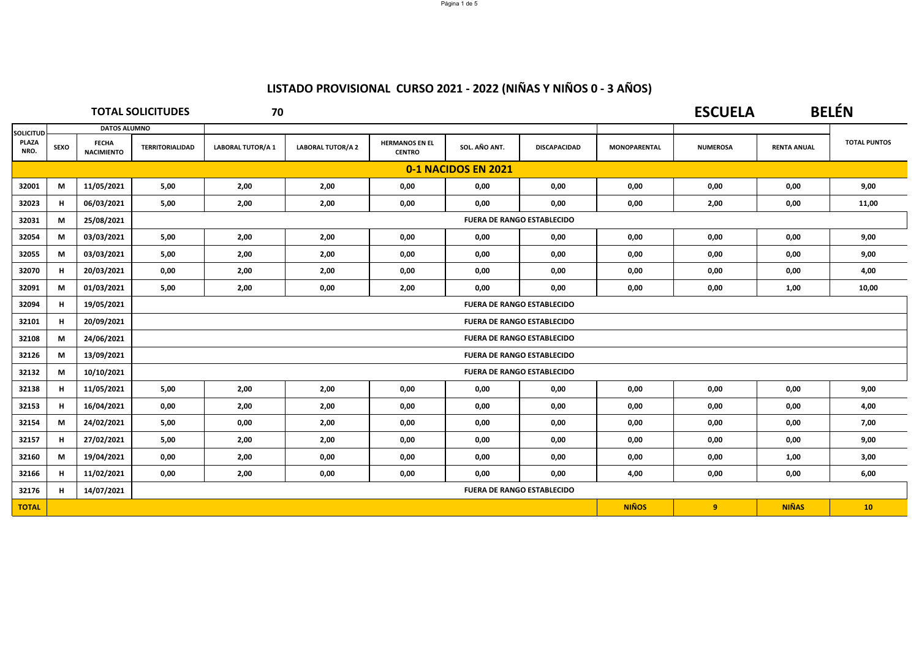# LISTADO PROVISIONAL CURSO 2021 - 2022 (NIÑAS Y NIÑOS 0 - 3 AÑOS)

**TOTAL SOLICITUDES** 70

**ESCUELA** BELÉN

| SOLICITUD PLAZA NRO. | DATOS ALUMNO | | | | | | | | | | | |
|---|---|---|---|---|---|---|---|---|---|---|---|---|
| | SEXO | FECHA NACIMIENTO | TERRITORIALIDAD | LABORAL TUTOR/A 1 | LABORAL TUTOR/A 2 | HERMANOS EN EL CENTRO | SOL. AÑO ANT. | DISCAPACIDAD | MONOPARENTAL | NUMEROSA | RENTA ANUAL | TOTAL PUNTOS |
| **0-1 NACIDOS EN 2021** | | | | | | | | | | | | |
| 32001 | M | 11/05/2021 | 5,00 | 2,00 | 2,00 | 0,00 | 0,00 | 0,00 | 0,00 | 0,00 | 0,00 | 9,00 |
| 32023 | H | 06/03/2021 | 5,00 | 2,00 | 2,00 | 0,00 | 0,00 | 0,00 | 0,00 | 2,00 | 0,00 | 11,00 |
| 32031 | M | 25/08/2021 | FUERA DE RANGO ESTABLECIDO | | | | | | | | | |
| 32054 | M | 03/03/2021 | 5,00 | 2,00 | 2,00 | 0,00 | 0,00 | 0,00 | 0,00 | 0,00 | 0,00 | 9,00 |
| 32055 | M | 03/03/2021 | 5,00 | 2,00 | 2,00 | 0,00 | 0,00 | 0,00 | 0,00 | 0,00 | 0,00 | 9,00 |
| 32070 | H | 20/03/2021 | 0,00 | 2,00 | 2,00 | 0,00 | 0,00 | 0,00 | 0,00 | 0,00 | 0,00 | 4,00 |
| 32091 | M | 01/03/2021 | 5,00 | 2,00 | 0,00 | 2,00 | 0,00 | 0,00 | 0,00 | 0,00 | 1,00 | 10,00 |
| 32094 | H | 19/05/2021 | FUERA DE RANGO ESTABLECIDO | | | | | | | | | |
| 32101 | H | 20/09/2021 | FUERA DE RANGO ESTABLECIDO | | | | | | | | | |
| 32108 | M | 24/06/2021 | FUERA DE RANGO ESTABLECIDO | | | | | | | | | |
| 32126 | M | 13/09/2021 | FUERA DE RANGO ESTABLECIDO | | | | | | | | | |
| 32132 | M | 10/10/2021 | FUERA DE RANGO ESTABLECIDO | | | | | | | | | |
| 32138 | H | 11/05/2021 | 5,00 | 2,00 | 2,00 | 0,00 | 0,00 | 0,00 | 0,00 | 0,00 | 0,00 | 9,00 |
| 32153 | H | 16/04/2021 | 0,00 | 2,00 | 2,00 | 0,00 | 0,00 | 0,00 | 0,00 | 0,00 | 0,00 | 4,00 |
| 32154 | M | 24/02/2021 | 5,00 | 0,00 | 2,00 | 0,00 | 0,00 | 0,00 | 0,00 | 0,00 | 0,00 | 7,00 |
| 32157 | H | 27/02/2021 | 5,00 | 2,00 | 2,00 | 0,00 | 0,00 | 0,00 | 0,00 | 0,00 | 0,00 | 9,00 |
| 32160 | M | 19/04/2021 | 0,00 | 2,00 | 0,00 | 0,00 | 0,00 | 0,00 | 0,00 | 0,00 | 1,00 | 3,00 |
| 32166 | H | 11/02/2021 | 0,00 | 2,00 | 0,00 | 0,00 | 0,00 | 0,00 | 4,00 | 0,00 | 0,00 | 6,00 |
| 32176 | H | 14/07/2021 | FUERA DE RANGO ESTABLECIDO | | | | | | | | | |
| **TOTAL** | | | | | | | | | **NIÑOS** | **9** | **NIÑAS** | **10** |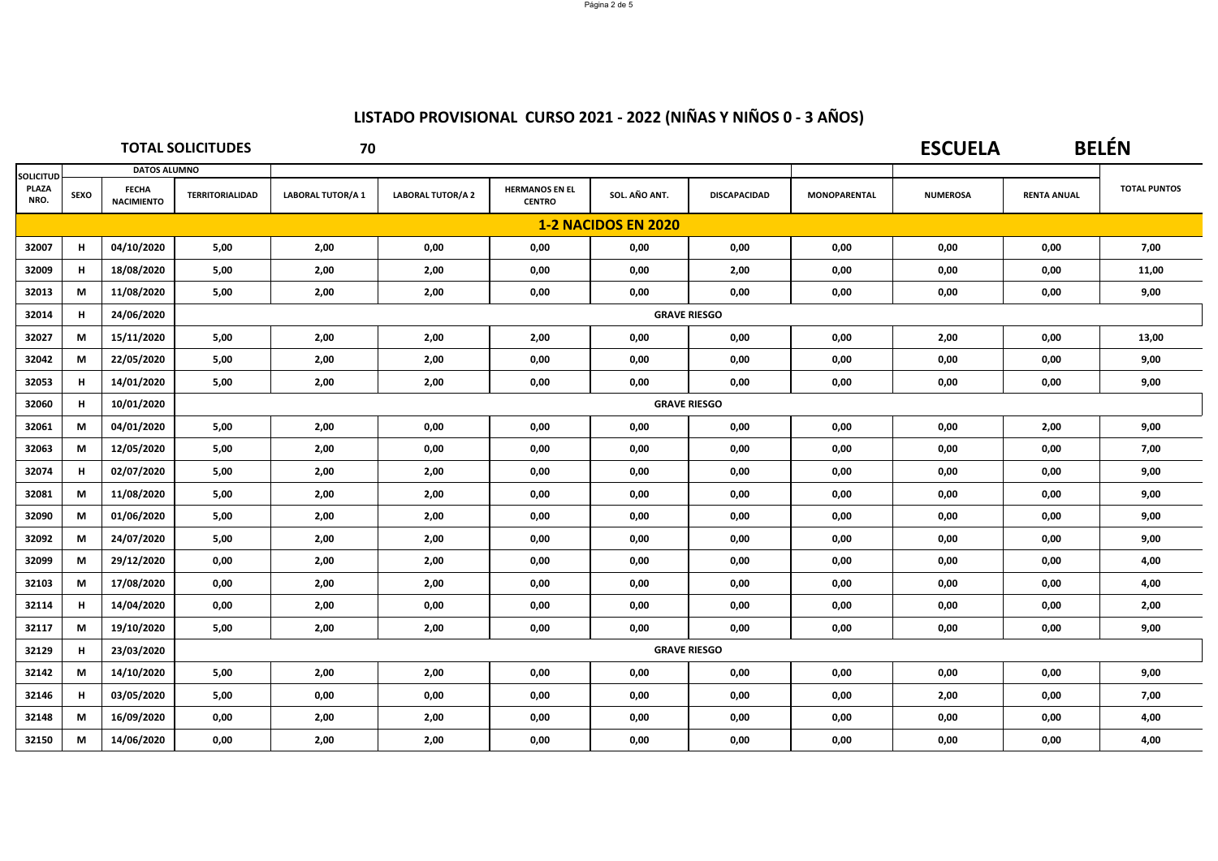# LISTADO PROVISIONAL CURSO 2021 - 2022 (NIÑAS Y NIÑOS 0 - 3 AÑOS)

**TOTAL SOLICITUDES** 70

**ESCUELA** **BELÉN**

| SOLICITUD PLAZA NRO. | DATOS ALUMNO | | | | | | | | | | | |
|---|---|---|---|---|---|---|---|---|---|---|---|---|
| | SEXO | FECHA NACIMIENTO | TERRITORIALIDAD | LABORAL TUTOR/A 1 | LABORAL TUTOR/A 2 | HERMANOS EN EL CENTRO | SOL. AÑO ANT. | DISCAPACIDAD | MONOPARENTAL | NUMEROSA | RENTA ANUAL | TOTAL PUNTOS |
| **1-2 NACIDOS EN 2020** | | | | | | | | | | | | |
| 32007 | H | 04/10/2020 | 5,00 | 2,00 | 0,00 | 0,00 | 0,00 | 0,00 | 0,00 | 0,00 | 0,00 | 7,00 |
| 32009 | H | 18/08/2020 | 5,00 | 2,00 | 2,00 | 0,00 | 0,00 | 2,00 | 0,00 | 0,00 | 0,00 | 11,00 |
| 32013 | M | 11/08/2020 | 5,00 | 2,00 | 2,00 | 0,00 | 0,00 | 0,00 | 0,00 | 0,00 | 0,00 | 9,00 |
| 32014 | H | 24/06/2020 | GRAVE RIESGO | | | | | | | | | |
| 32027 | M | 15/11/2020 | 5,00 | 2,00 | 2,00 | 2,00 | 0,00 | 0,00 | 0,00 | 2,00 | 0,00 | 13,00 |
| 32042 | M | 22/05/2020 | 5,00 | 2,00 | 2,00 | 0,00 | 0,00 | 0,00 | 0,00 | 0,00 | 0,00 | 9,00 |
| 32053 | H | 14/01/2020 | 5,00 | 2,00 | 2,00 | 0,00 | 0,00 | 0,00 | 0,00 | 0,00 | 0,00 | 9,00 |
| 32060 | H | 10/01/2020 | GRAVE RIESGO | | | | | | | | | |
| 32061 | M | 04/01/2020 | 5,00 | 2,00 | 0,00 | 0,00 | 0,00 | 0,00 | 0,00 | 0,00 | 2,00 | 9,00 |
| 32063 | M | 12/05/2020 | 5,00 | 2,00 | 0,00 | 0,00 | 0,00 | 0,00 | 0,00 | 0,00 | 0,00 | 7,00 |
| 32074 | H | 02/07/2020 | 5,00 | 2,00 | 2,00 | 0,00 | 0,00 | 0,00 | 0,00 | 0,00 | 0,00 | 9,00 |
| 32081 | M | 11/08/2020 | 5,00 | 2,00 | 2,00 | 0,00 | 0,00 | 0,00 | 0,00 | 0,00 | 0,00 | 9,00 |
| 32090 | M | 01/06/2020 | 5,00 | 2,00 | 2,00 | 0,00 | 0,00 | 0,00 | 0,00 | 0,00 | 0,00 | 9,00 |
| 32092 | M | 24/07/2020 | 5,00 | 2,00 | 2,00 | 0,00 | 0,00 | 0,00 | 0,00 | 0,00 | 0,00 | 9,00 |
| 32099 | M | 29/12/2020 | 0,00 | 2,00 | 2,00 | 0,00 | 0,00 | 0,00 | 0,00 | 0,00 | 0,00 | 4,00 |
| 32103 | M | 17/08/2020 | 0,00 | 2,00 | 2,00 | 0,00 | 0,00 | 0,00 | 0,00 | 0,00 | 0,00 | 4,00 |
| 32114 | H | 14/04/2020 | 0,00 | 2,00 | 0,00 | 0,00 | 0,00 | 0,00 | 0,00 | 0,00 | 0,00 | 2,00 |
| 32117 | M | 19/10/2020 | 5,00 | 2,00 | 2,00 | 0,00 | 0,00 | 0,00 | 0,00 | 0,00 | 0,00 | 9,00 |
| 32129 | H | 23/03/2020 | GRAVE RIESGO | | | | | | | | | |
| 32142 | M | 14/10/2020 | 5,00 | 2,00 | 2,00 | 0,00 | 0,00 | 0,00 | 0,00 | 0,00 | 0,00 | 9,00 |
| 32146 | H | 03/05/2020 | 5,00 | 0,00 | 0,00 | 0,00 | 0,00 | 0,00 | 0,00 | 2,00 | 0,00 | 7,00 |
| 32148 | M | 16/09/2020 | 0,00 | 2,00 | 2,00 | 0,00 | 0,00 | 0,00 | 0,00 | 0,00 | 0,00 | 4,00 |
| 32150 | M | 14/06/2020 | 0,00 | 2,00 | 2,00 | 0,00 | 0,00 | 0,00 | 0,00 | 0,00 | 0,00 | 4,00 |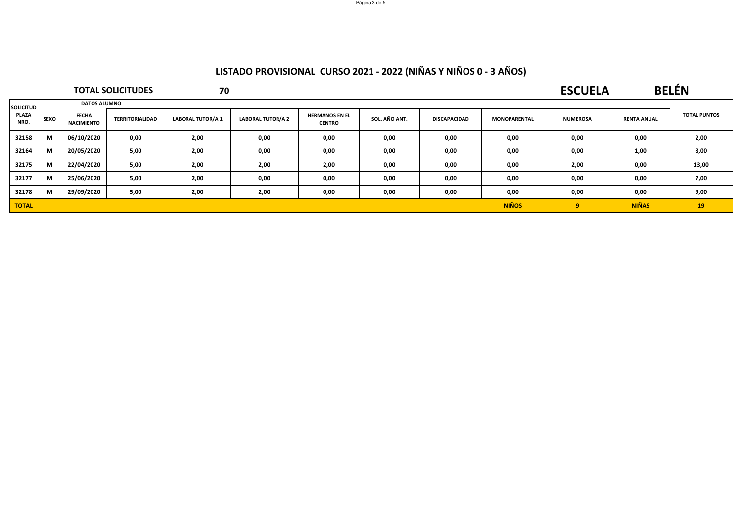# LISTADO PROVISIONAL CURSO 2021 - 2022 (NIÑAS Y NIÑOS 0 - 3 AÑOS)

**TOTAL SOLICITUDES** 70 **ESCUELA** **BELÉN**

| SOLICITUD | DATOS ALUMNO | | | | | | | | | | | |
|---|---|---|---|---|---|---|---|---|---|---|---|---|
| PLAZA NRO. | SEXO | FECHA NACIMIENTO | TERRITORIALIDAD | LABORAL TUTOR/A 1 | LABORAL TUTOR/A 2 | HERMANOS EN EL CENTRO | SOL. AÑO ANT. | DISCAPACIDAD | MONOPARENTAL | NUMEROSA | RENTA ANUAL | TOTAL PUNTOS |
| 32158 | M | 06/10/2020 | 0,00 | 2,00 | 0,00 | 0,00 | 0,00 | 0,00 | 0,00 | 0,00 | 0,00 | 2,00 |
| 32164 | M | 20/05/2020 | 5,00 | 2,00 | 0,00 | 0,00 | 0,00 | 0,00 | 0,00 | 0,00 | 1,00 | 8,00 |
| 32175 | M | 22/04/2020 | 5,00 | 2,00 | 2,00 | 2,00 | 0,00 | 0,00 | 0,00 | 2,00 | 0,00 | 13,00 |
| 32177 | M | 25/06/2020 | 5,00 | 2,00 | 0,00 | 0,00 | 0,00 | 0,00 | 0,00 | 0,00 | 0,00 | 7,00 |
| 32178 | M | 29/09/2020 | 5,00 | 2,00 | 2,00 | 0,00 | 0,00 | 0,00 | 0,00 | 0,00 | 0,00 | 9,00 |
| **TOTAL** | | | | | | | | | **NIÑOS** | **9** | **NIÑAS** | **19** |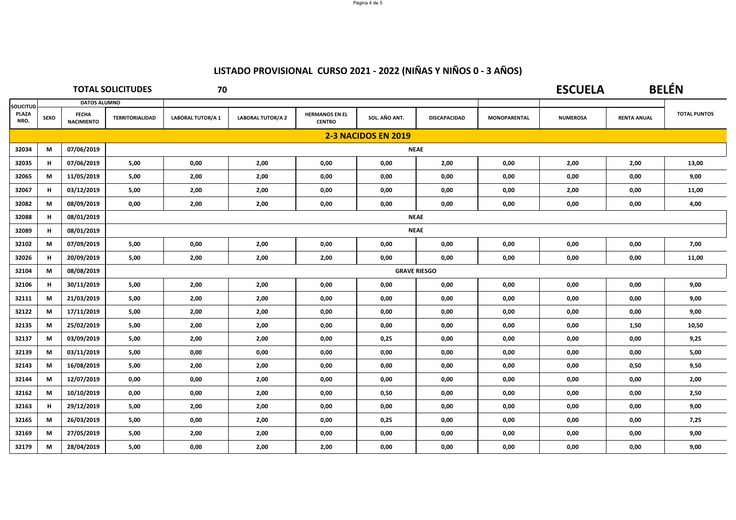# LISTADO PROVISIONAL CURSO 2021 - 2022 (NIÑAS Y NIÑOS 0 - 3 AÑOS)

**TOTAL SOLICITUDES** 70 **ESCUELA** **BELÉN**

| SOLICITUD | DATOS ALUMNO | | | | | | | | | | | |
|---|---|---|---|---|---|---|---|---|---|---|---|---|
| PLAZA NRO. | SEXO | FECHA NACIMIENTO | TERRITORIALIDAD | LABORAL TUTOR/A 1 | LABORAL TUTOR/A 2 | HERMANOS EN EL CENTRO | SOL. AÑO ANT. | DISCAPACIDAD | MONOPARENTAL | NUMEROSA | RENTA ANUAL | TOTAL PUNTOS |
| **2-3 NACIDOS EN 2019** | | | | | | | | | | | | |
| 32034 | M | 07/06/2019 | NEAE | | | | | | | | | |
| 32035 | H | 07/06/2019 | 5,00 | 0,00 | 2,00 | 0,00 | 0,00 | 2,00 | 0,00 | 2,00 | 2,00 | 13,00 |
| 32065 | M | 11/05/2019 | 5,00 | 2,00 | 2,00 | 0,00 | 0,00 | 0,00 | 0,00 | 0,00 | 0,00 | 9,00 |
| 32067 | H | 03/12/2019 | 5,00 | 2,00 | 2,00 | 0,00 | 0,00 | 0,00 | 0,00 | 2,00 | 0,00 | 11,00 |
| 32082 | M | 08/09/2019 | 0,00 | 2,00 | 2,00 | 0,00 | 0,00 | 0,00 | 0,00 | 0,00 | 0,00 | 4,00 |
| 32088 | H | 08/01/2019 | NEAE | | | | | | | | | |
| 32089 | H | 08/01/2019 | NEAE | | | | | | | | | |
| 32102 | M | 07/09/2019 | 5,00 | 0,00 | 2,00 | 0,00 | 0,00 | 0,00 | 0,00 | 0,00 | 0,00 | 7,00 |
| 32026 | H | 20/09/2019 | 5,00 | 2,00 | 2,00 | 2,00 | 0,00 | 0,00 | 0,00 | 0,00 | 0,00 | 11,00 |
| 32104 | M | 08/08/2019 | GRAVE RIESGO | | | | | | | | | |
| 32106 | H | 30/11/2019 | 5,00 | 2,00 | 2,00 | 0,00 | 0,00 | 0,00 | 0,00 | 0,00 | 0,00 | 9,00 |
| 32111 | M | 21/03/2019 | 5,00 | 2,00 | 2,00 | 0,00 | 0,00 | 0,00 | 0,00 | 0,00 | 0,00 | 9,00 |
| 32122 | M | 17/11/2019 | 5,00 | 2,00 | 2,00 | 0,00 | 0,00 | 0,00 | 0,00 | 0,00 | 0,00 | 9,00 |
| 32135 | M | 25/02/2019 | 5,00 | 2,00 | 2,00 | 0,00 | 0,00 | 0,00 | 0,00 | 0,00 | 1,50 | 10,50 |
| 32137 | M | 03/09/2019 | 5,00 | 2,00 | 2,00 | 0,00 | 0,25 | 0,00 | 0,00 | 0,00 | 0,00 | 9,25 |
| 32139 | M | 03/11/2019 | 5,00 | 0,00 | 0,00 | 0,00 | 0,00 | 0,00 | 0,00 | 0,00 | 0,00 | 5,00 |
| 32143 | M | 16/08/2019 | 5,00 | 2,00 | 2,00 | 0,00 | 0,00 | 0,00 | 0,00 | 0,00 | 0,50 | 9,50 |
| 32144 | M | 12/07/2019 | 0,00 | 0,00 | 2,00 | 0,00 | 0,00 | 0,00 | 0,00 | 0,00 | 0,00 | 2,00 |
| 32162 | M | 10/10/2019 | 0,00 | 0,00 | 2,00 | 0,00 | 0,50 | 0,00 | 0,00 | 0,00 | 0,00 | 2,50 |
| 32163 | H | 29/12/2019 | 5,00 | 2,00 | 2,00 | 0,00 | 0,00 | 0,00 | 0,00 | 0,00 | 0,00 | 9,00 |
| 32165 | M | 26/03/2019 | 5,00 | 0,00 | 2,00 | 0,00 | 0,25 | 0,00 | 0,00 | 0,00 | 0,00 | 7,25 |
| 32169 | M | 27/05/2019 | 5,00 | 2,00 | 2,00 | 0,00 | 0,00 | 0,00 | 0,00 | 0,00 | 0,00 | 9,00 |
| 32179 | M | 28/04/2019 | 5,00 | 0,00 | 2,00 | 2,00 | 0,00 | 0,00 | 0,00 | 0,00 | 0,00 | 9,00 |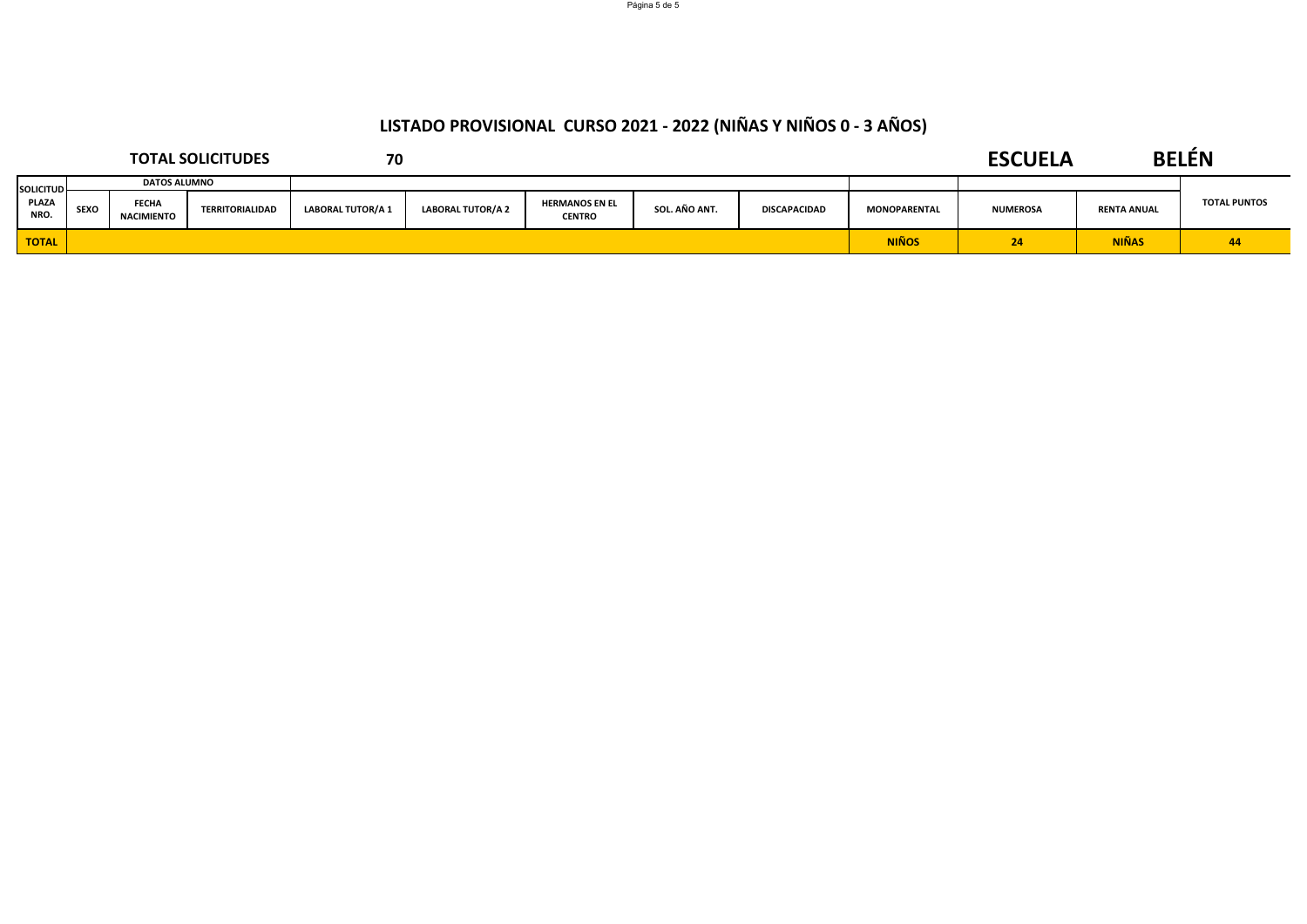# LISTADO PROVISIONAL CURSO 2021 - 2022 (NIÑAS Y NIÑOS 0 - 3 AÑOS)

**TOTAL SOLICITUDES** 70

**ESCUELA** **BELÉN**

| SOLICITUD | DATOS ALUMNO | | | | | | | | | | | |
|---|---|---|---|---|---|---|---|---|---|---|---|---|
| PLAZA NRO. | SEXO | FECHA NACIMIENTO | TERRITORIALIDAD | LABORAL TUTOR/A 1 | LABORAL TUTOR/A 2 | HERMANOS EN EL CENTRO | SOL. AÑO ANT. | DISCAPACIDAD | MONOPARENTAL | NUMEROSA | RENTA ANUAL | TOTAL PUNTOS |
| **TOTAL** | | | | | | | | | **NIÑOS** | **24** | **NIÑAS** | **44** |